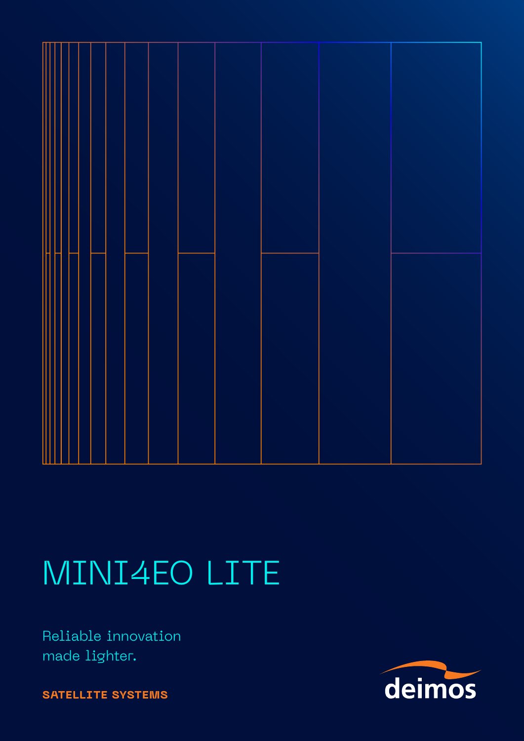# MINI4EO LITE

Reliable innovation
made lighter.

**SATELLITE SYSTEMS**

deimos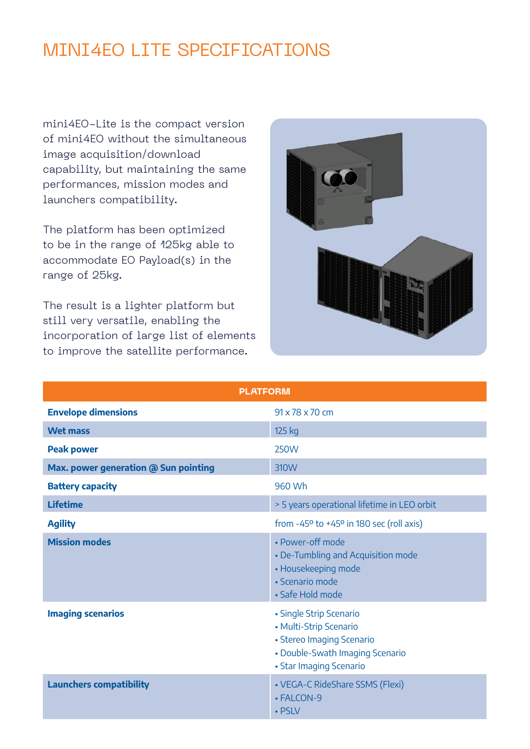# MINI4EO LITE SPECIFICATIONS

mini4EO-Lite is the compact version of mini4EO without the simultaneous image acquisition/download capability, but maintaining the same performances, mission modes and launchers compatibility.

The platform has been optimized to be in the range of 125kg able to accommodate EO Payload(s) in the range of 25kg.

The result is a lighter platform but still very versatile, enabling the incorporation of large list of elements to improve the satellite performance.

| PLATFORM | |
|---|---|
| **Envelope dimensions** | 91 x 78 x 70 cm |
| **Wet mass** | 125 kg |
| **Peak power** | 250W |
| **Max. power generation @ Sun pointing** | 310W |
| **Battery capacity** | 960 Wh |
| **Lifetime** | > 5 years operational lifetime in LEO orbit |
| **Agility** | from -45º to +45º in 180 sec (roll axis) |
| **Mission modes** | • Power-off mode<br>• De-Tumbling and Acquisition mode<br>• Housekeeping mode<br>• Scenario mode<br>• Safe Hold mode |
| **Imaging scenarios** | • Single Strip Scenario<br>• Multi-Strip Scenario<br>• Stereo Imaging Scenario<br>• Double-Swath Imaging Scenario<br>• Star Imaging Scenario |
| **Launchers compatibility** | • VEGA-C RideShare SSMS (Flexi)<br>• FALCON-9<br>• PSLV |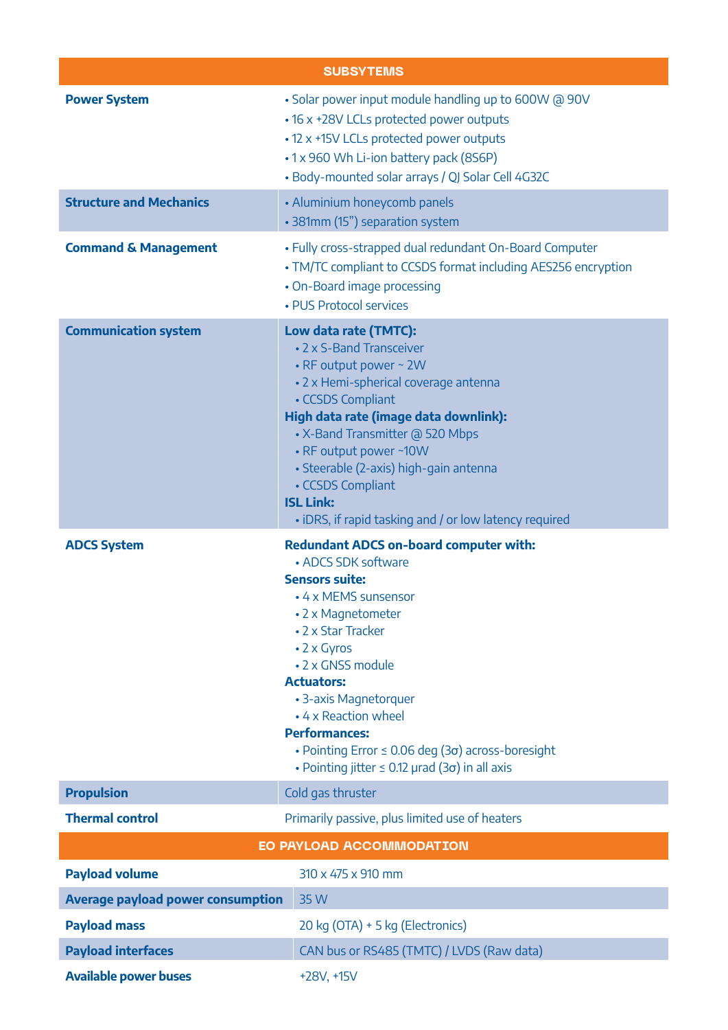| SUBSYTEMS | |
|---|---|
| **Power System** | • Solar power input module handling up to 600W @ 90V<br>• 16 x +28V LCLs protected power outputs<br>• 12 x +15V LCLs protected power outputs<br>• 1 x 960 Wh Li-ion battery pack (8S6P)<br>• Body-mounted solar arrays / QJ Solar Cell 4G32C |
| **Structure and Mechanics** | • Aluminium honeycomb panels<br>• 381mm (15”) separation system |
| **Command & Management** | • Fully cross-strapped dual redundant On-Board Computer<br>• TM/TC compliant to CCSDS format including AES256 encryption<br>• On-Board image processing<br>• PUS Protocol services |
| **Communication system** | **Low data rate (TMTC):**<br>• 2 x S-Band Transceiver<br>• RF output power ~ 2W<br>• 2 x Hemi-spherical coverage antenna<br>• CCSDS Compliant<br>**High data rate (image data downlink):**<br>• X-Band Transmitter @ 520 Mbps<br>• RF output power ~10W<br>• Steerable (2-axis) high-gain antenna<br>• CCSDS Compliant<br>**ISL Link:**<br>• iDRS, if rapid tasking and / or low latency required |
| **ADCS System** | **Redundant ADCS on-board computer with:**<br>• ADCS SDK software<br>**Sensors suite:**<br>• 4 x MEMS sunsensor<br>• 2 x Magnetometer<br>• 2 x Star Tracker<br>• 2 x Gyros<br>• 2 x GNSS module<br>**Actuators:**<br>• 3-axis Magnetorquer<br>• 4 x Reaction wheel<br>**Performances:**<br>• Pointing Error ≤ 0.06 deg (3σ) across-boresight<br>• Pointing jitter ≤ 0.12 μrad (3σ) in all axis |
| **Propulsion** | Cold gas thruster |
| **Thermal control** | Primarily passive, plus limited use of heaters |

| EO PAYLOAD ACCOMMODATION | |
|---|---|
| **Payload volume** | 310 x 475 x 910 mm |
| **Average payload power consumption** | 35 W |
| **Payload mass** | 20 kg (OTA) + 5 kg (Electronics) |
| **Payload interfaces** | CAN bus or RS485 (TMTC) / LVDS (Raw data) |
| **Available power buses** | +28V, +15V |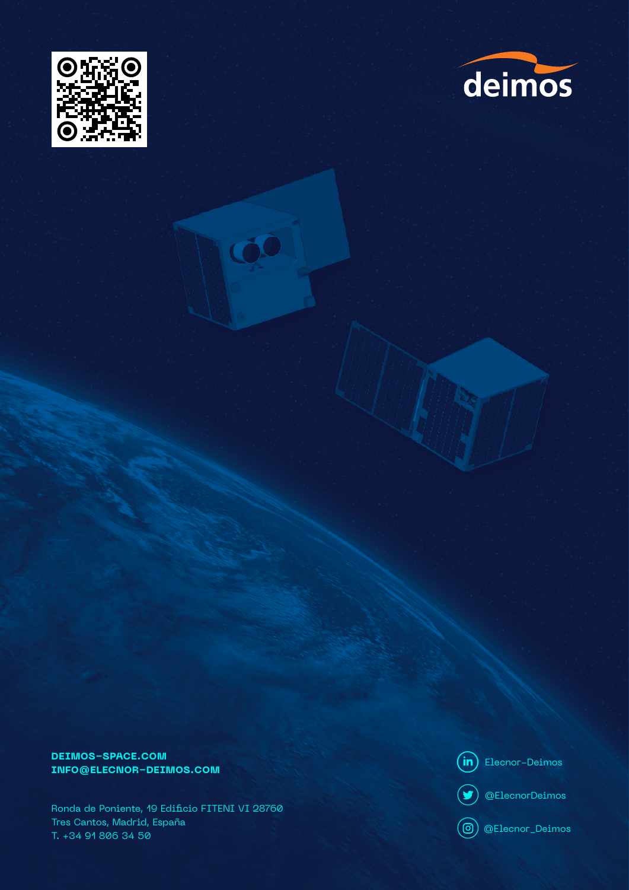deimos

**DEIMOS-SPACE.COM**
**INFO@ELECNOR-DEIMOS.COM**

Ronda de Poniente, 19 Edificio FITENI VI 28760
Tres Cantos, Madrid, España
T. +34 91 806 34 50

Elecnor-Deimos

@ElecnorDeimos

@Elecnor_Deimos